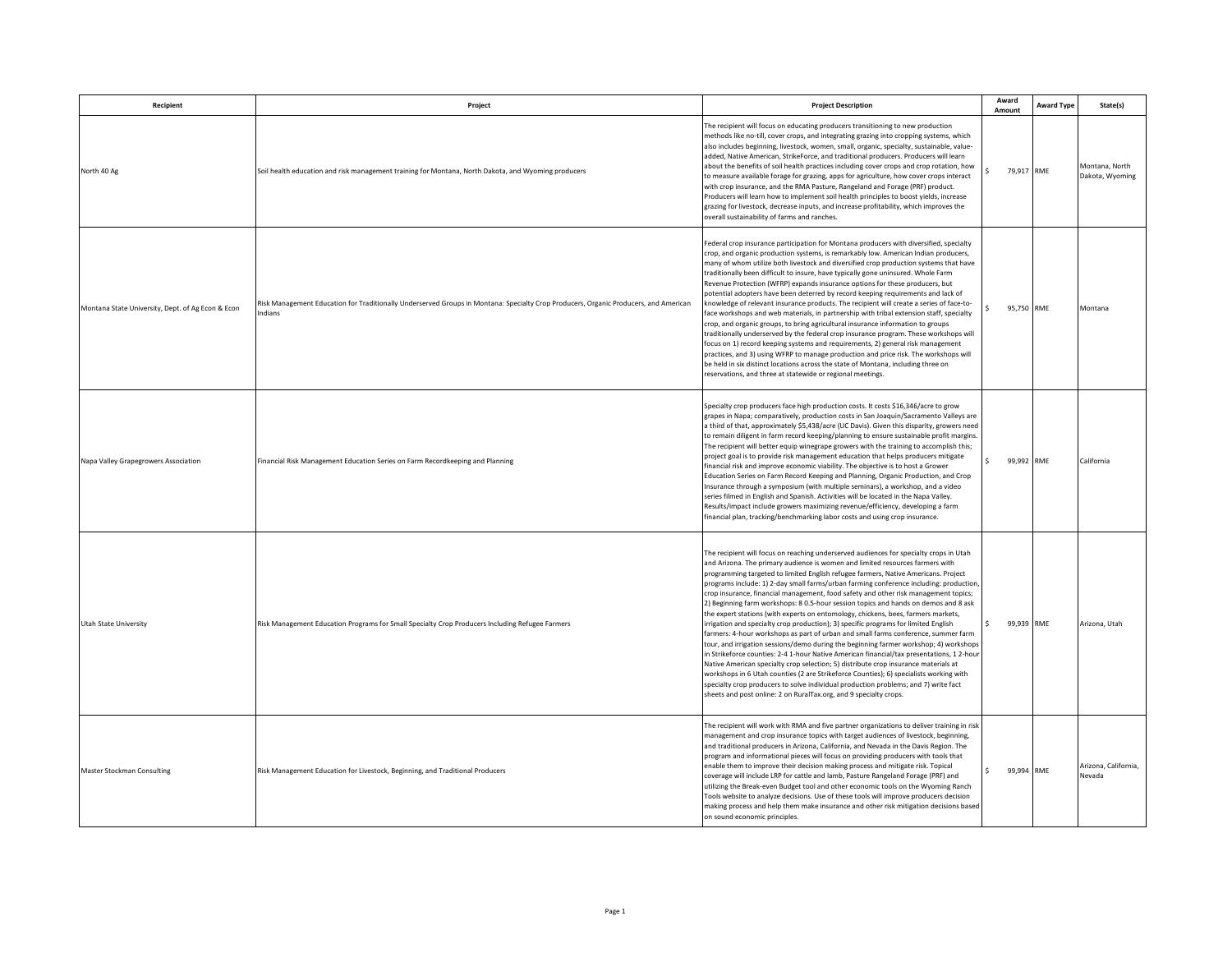| Recipient | Project | Project Description | Award Amount | Award Type | State(s) |
|---|---|---|---|---|---|
| North 40 Ag | Soil health education and risk management training for Montana, North Dakota, and Wyoming producers | The recipient will focus on educating producers transitioning to new production methods like no-till, cover crops, and integrating grazing into cropping systems, which also includes beginning, livestock, women, small, organic, specialty, sustainable, value-added, Native American, StrikeForce, and traditional producers. Producers will learn about the benefits of soil health practices including cover crops and crop rotation, how to measure available forage for grazing, apps for agriculture, how cover crops interact with crop insurance, and the RMA Pasture, Rangeland and Forage (PRF) product. Producers will learn how to implement soil health principles to boost yields, increase grazing for livestock, decrease inputs, and increase profitability, which improves the overall sustainability of farms and ranches. | $ 79,917 | RME | Montana, North Dakota, Wyoming |
| Montana State University, Dept. of Ag Econ & Econ | Risk Management Education for Traditionally Underserved Groups in Montana: Specialty Crop Producers, Organic Producers, and American Indians | Federal crop insurance participation for Montana producers with diversified, specialty crop, and organic production systems, is remarkably low. American Indian producers, many of whom utilize both livestock and diversified crop production systems that have traditionally been difficult to insure, have typically gone uninsured. Whole Farm Revenue Protection (WFRP) expands insurance options for these producers, but potential adopters have been deterred by record keeping requirements and lack of knowledge of relevant insurance products. The recipient will create a series of face-to-face workshops and web materials, in partnership with tribal extension staff, specialty crop, and organic groups, to bring agricultural insurance information to groups traditionally underserved by the federal crop insurance program. These workshops will focus on 1) record keeping systems and requirements, 2) general risk management practices, and 3) using WFRP to manage production and price risk. The workshops will be held in six distinct locations across the state of Montana, including three on reservations, and three at statewide or regional meetings. | $ 95,750 | RME | Montana |
| Napa Valley Grapegrowers Association | Financial Risk Management Education Series on Farm Recordkeeping and Planning | Specialty crop producers face high production costs. It costs $16,346/acre to grow grapes in Napa; comparatively, production costs in San Joaquin/Sacramento Valleys are a third of that, approximately $5,438/acre (UC Davis). Given this disparity, growers need to remain diligent in farm record keeping/planning to ensure sustainable profit margins. The recipient will better equip winegrape growers with the training to accomplish this; project goal is to provide risk management education that helps producers mitigate financial risk and improve economic viability. The objective is to host a Grower Education Series on Farm Record Keeping and Planning, Organic Production, and Crop Insurance through a symposium (with multiple seminars), a workshop, and a video series filmed in English and Spanish. Activities will be located in the Napa Valley. Results/impact include growers maximizing revenue/efficiency, developing a farm financial plan, tracking/benchmarking labor costs and using crop insurance. | $ 99,992 | RME | California |
| Utah State University | Risk Management Education Programs for Small Specialty Crop Producers Including Refugee Farmers | The recipient will focus on reaching underserved audiences for specialty crops in Utah and Arizona. The primary audience is women and limited resources farmers with programming targeted to limited English refugee farmers, Native Americans. Project programs include: 1) 2-day small farms/urban farming conference including: production, crop insurance, financial management, food safety and other risk management topics; 2) Beginning farm workshops: 8 0.5-hour session topics and hands on demos and 8 ask the expert stations (with experts on entomology, chickens, bees, farmers markets, irrigation and specialty crop production); 3) specific programs for limited English farmers: 4-hour workshops as part of urban and small farms conference, summer farm tour, and irrigation sessions/demo during the beginning farmer workshop; 4) workshops in Strikeforce counties: 2-4 1-hour Native American financial/tax presentations, 1 2-hour Native American specialty crop selection; 5) distribute crop insurance materials at workshops in 6 Utah counties (2 are Strikeforce Counties); 6) specialists working with specialty crop producers to solve individual production problems; and 7) write fact sheets and post online: 2 on RuralTax.org, and 9 specialty crops. | $ 99,939 | RME | Arizona, Utah |
| Master Stockman Consulting | Risk Management Education for Livestock, Beginning, and Traditional Producers | The recipient will work with RMA and five partner organizations to deliver training in risk management and crop insurance topics with target audiences of livestock, beginning, and traditional producers in Arizona, California, and Nevada in the Davis Region. The program and informational pieces will focus on providing producers with tools that enable them to improve their decision making process and mitigate risk. Topical coverage will include LRP for cattle and lamb, Pasture Rangeland Forage (PRF) and utilizing the Break-even Budget tool and other economic tools on the Wyoming Ranch Tools website to analyze decisions. Use of these tools will improve producers decision making process and help them make insurance and other risk mitigation decisions based on sound economic principles. | $ 99,994 | RME | Arizona, California, Nevada |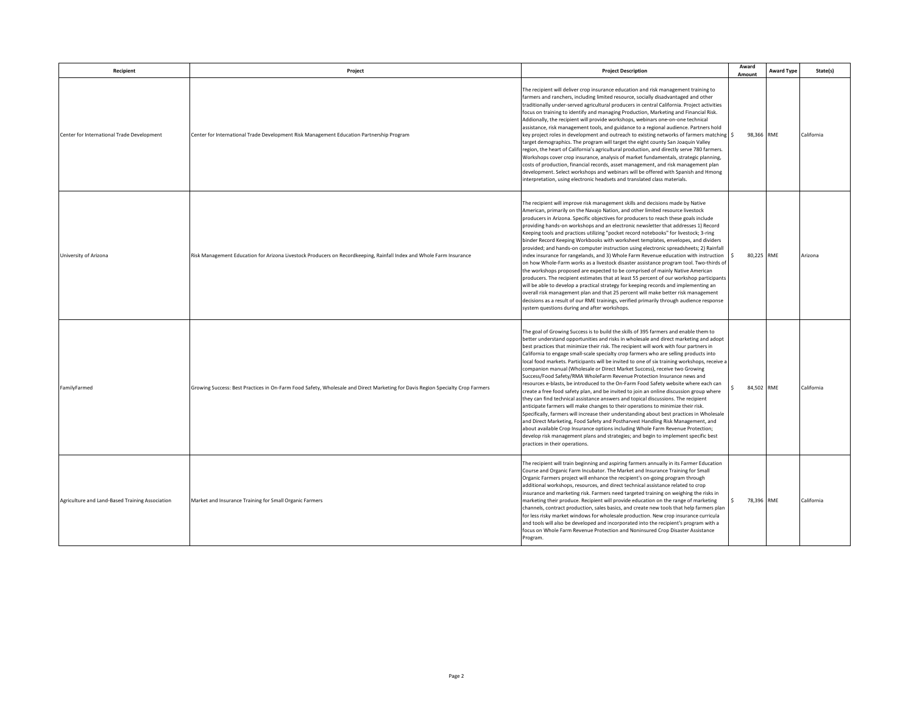| Recipient | Project | Project Description | Award Amount | Award Type | State(s) |
|---|---|---|---|---|---|
| Center for International Trade Development | Center for International Trade Development Risk Management Education Partnership Program | The recipient will deliver crop insurance education and risk management training to farmers and ranchers, including limited resource, socially disadvantaged and other traditionally under-served agricultural producers in central California. Project activities focus on training to identify and managing Production, Marketing and Financial Risk. Addionally, the recipient will provide workshops, webinars one-on-one technical assistance, risk management tools, and guidance to a regional audience. Partners hold key project roles in development and outreach to existing networks of farmers matching target demographics. The program will target the eight county San Joaquin Valley region, the heart of California's agricultural production, and directly serve 780 farmers. Workshops cover crop insurance, analysis of market fundamentals, strategic planning, costs of production, financial records, asset management, and risk management plan development. Select workshops and webinars will be offered with Spanish and Hmong interpretation, using electronic headsets and translated class materials. | $ 98,366 | RME | California |
| University of Arizona | Risk Management Education for Arizona Livestock Producers on Recordkeeping, Rainfall Index and Whole Farm Insurance | The recipient will improve risk management skills and decisions made by Native American, primarily on the Navajo Nation, and other limited resource livestock producers in Arizona. Specific objectives for producers to reach these goals include providing hands-on workshops and an electronic newsletter that addresses 1) Record Keeping tools and practices utilizing "pocket record notebooks" for livestock; 3-ring binder Record Keeping Workbooks with worksheet templates, envelopes, and dividers provided; and hands-on computer instruction using electronic spreadsheets; 2) Rainfall index insurance for rangelands, and 3) Whole Farm Revenue education with instruction on how Whole-Farm works as a livestock disaster assistance program tool. Two-thirds of the workshops proposed are expected to be comprised of mainly Native American producers. The recipient estimates that at least 55 percent of our workshop participants will be able to develop a practical strategy for keeping records and implementing an overall risk management plan and that 25 percent will make better risk management decisions as a result of our RME trainings, verified primarily through audience response system questions during and after workshops. | $ 80,225 | RME | Arizona |
| FamilyFarmed | Growing Success: Best Practices in On-Farm Food Safety, Wholesale and Direct Marketing for Davis Region Specialty Crop Farmers | The goal of Growing Success is to build the skills of 395 farmers and enable them to better understand opportunities and risks in wholesale and direct marketing and adopt best practices that minimize their risk. The recipient will work with four partners in California to engage small-scale specialty crop farmers who are selling products into local food markets. Participants will be invited to one of six training workshops, receive a companion manual (Wholesale or Direct Market Success), receive two Growing Success/Food Safety/RMA WholeFarm Revenue Protection Insurance news and resources e-blasts, be introduced to the On-Farm Food Safety website where each can create a free food safety plan, and be invited to join an online discussion group where they can find technical assistance answers and topical discussions. The recipient anticipate farmers will make changes to their operations to minimize their risk. Specifically, farmers will increase their understanding about best practices in Wholesale and Direct Marketing, Food Safety and Postharvest Handling Risk Management, and about available Crop Insurance options including Whole Farm Revenue Protection; develop risk management plans and strategies; and begin to implement specific best practices in their operations. | $ 84,502 | RME | California |
| Agriculture and Land-Based Training Association | Market and Insurance Training for Small Organic Farmers | The recipient will train beginning and aspiring farmers annually in its Farmer Education Course and Organic Farm Incubator. The Market and Insurance Training for Small Organic Farmers project will enhance the recipient's on-going program through additional workshops, resources, and direct technical assistance related to crop insurance and marketing risk. Farmers need targeted training on weighing the risks in marketing their produce. Recipient will provide education on the range of marketing channels, contract production, sales basics, and create new tools that help farmers plan for less risky market windows for wholesale production. New crop insurance curricula and tools will also be developed and incorporated into the recipient's program with a focus on Whole Farm Revenue Protection and Noninsured Crop Disaster Assistance Program. | $ 78,396 | RME | California |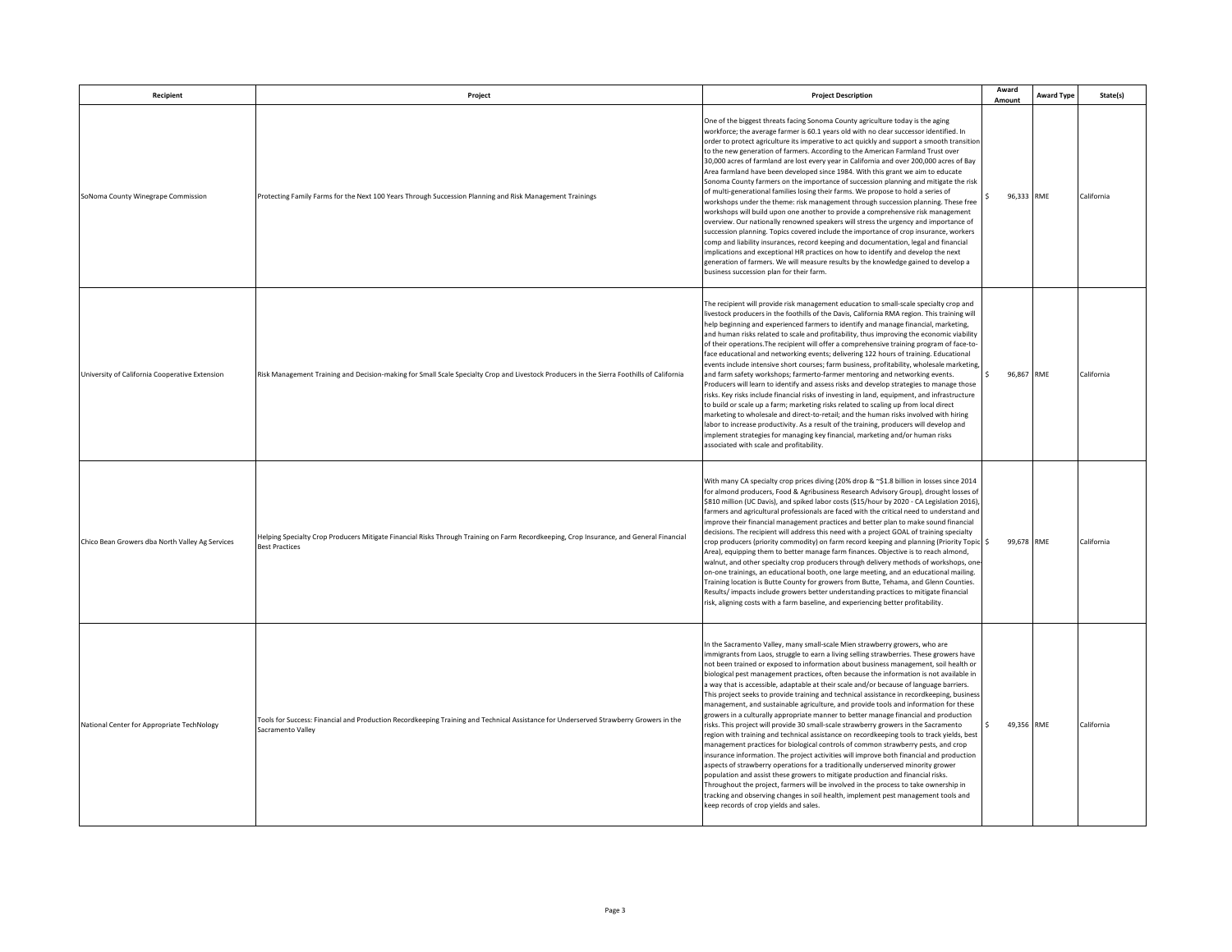| Recipient | Project | Project Description | Award Amount | Award Type | State(s) |
|---|---|---|---|---|---|
| SoNoma County Winegrape Commission | Protecting Family Farms for the Next 100 Years Through Succession Planning and Risk Management Trainings | One of the biggest threats facing Sonoma County agriculture today is the aging workforce; the average farmer is 60.1 years old with no clear successor identified. In order to protect agriculture its imperative to act quickly and support a smooth transition to the new generation of farmers. According to the American Farmland Trust over 30,000 acres of farmland are lost every year in California and over 200,000 acres of Bay Area farmland have been developed since 1984. With this grant we aim to educate Sonoma County farmers on the importance of succession planning and mitigate the risk of multi-generational families losing their farms. We propose to hold a series of workshops under the theme: risk management through succession planning. These free workshops will build upon one another to provide a comprehensive risk management overview. Our nationally renowned speakers will stress the urgency and importance of succession planning. Topics covered include the importance of crop insurance, workers comp and liability insurances, record keeping and documentation, legal and financial implications and exceptional HR practices on how to identify and develop the next generation of farmers. We will measure results by the knowledge gained to develop a business succession plan for their farm. | $ 96,333 | RME | California |
| University of California Cooperative Extension | Risk Management Training and Decision-making for Small Scale Specialty Crop and Livestock Producers in the Sierra Foothills of California | The recipient will provide risk management education to small-scale specialty crop and livestock producers in the foothills of the Davis, California RMA region. This training will help beginning and experienced farmers to identify and manage financial, marketing, and human risks related to scale and profitability, thus improving the economic viability of their operations.The recipient will offer a comprehensive training program of face-to-face educational and networking events; delivering 122 hours of training. Educational events include intensive short courses; farm business, profitability, wholesale marketing, and farm safety workshops; farmerto-farmer mentoring and networking events. Producers will learn to identify and assess risks and develop strategies to manage those risks. Key risks include financial risks of investing in land, equipment, and infrastructure to build or scale up a farm; marketing risks related to scaling up from local direct marketing to wholesale and direct-to-retail; and the human risks involved with hiring labor to increase productivity. As a result of the training, producers will develop and implement strategies for managing key financial, marketing and/or human risks associated with scale and profitability. | $ 96,867 | RME | California |
| Chico Bean Growers dba North Valley Ag Services | Helping Specialty Crop Producers Mitigate Financial Risks Through Training on Farm Recordkeeping, Crop Insurance, and General Financial Best Practices | With many CA specialty crop prices diving (20% drop & ~$1.8 billion in losses since 2014 for almond producers, Food & Agribusiness Research Advisory Group), drought losses of $810 million (UC Davis), and spiked labor costs ($15/hour by 2020 - CA Legislation 2016), farmers and agricultural professionals are faced with the critical need to understand and improve their financial management practices and better plan to make sound financial decisions. The recipient will address this need with a project GOAL of training specialty crop producers (priority commodity) on farm record keeping and planning (Priority Topic Area), equipping them to better manage farm finances. Objective is to reach almond, walnut, and other specialty crop producers through delivery methods of workshops, one-on-one trainings, an educational booth, one large meeting, and an educational mailing. Training location is Butte County for growers from Butte, Tehama, and Glenn Counties. Results/ impacts include growers better understanding practices to mitigate financial risk, aligning costs with a farm baseline, and experiencing better profitability. | $ 99,678 | RME | California |
| National Center for Appropriate TechNology | Tools for Success: Financial and Production Recordkeeping Training and Technical Assistance for Underserved Strawberry Growers in the Sacramento Valley | In the Sacramento Valley, many small-scale Mien strawberry growers, who are immigrants from Laos, struggle to earn a living selling strawberries. These growers have not been trained or exposed to information about business management, soil health or biological pest management practices, often because the information is not available in a way that is accessible, adaptable at their scale and/or because of language barriers. This project seeks to provide training and technical assistance in recordkeeping, business management, and sustainable agriculture, and provide tools and information for these growers in a culturally appropriate manner to better manage financial and production risks. This project will provide 30 small-scale strawberry growers in the Sacramento region with training and technical assistance on recordkeeping tools to track yields, best management practices for biological controls of common strawberry pests, and crop insurance information. The project activities will improve both financial and production aspects of strawberry operations for a traditionally underserved minority grower population and assist these growers to mitigate production and financial risks. Throughout the project, farmers will be involved in the process to take ownership in tracking and observing changes in soil health, implement pest management tools and keep records of crop yields and sales. | $ 49,356 | RME | California |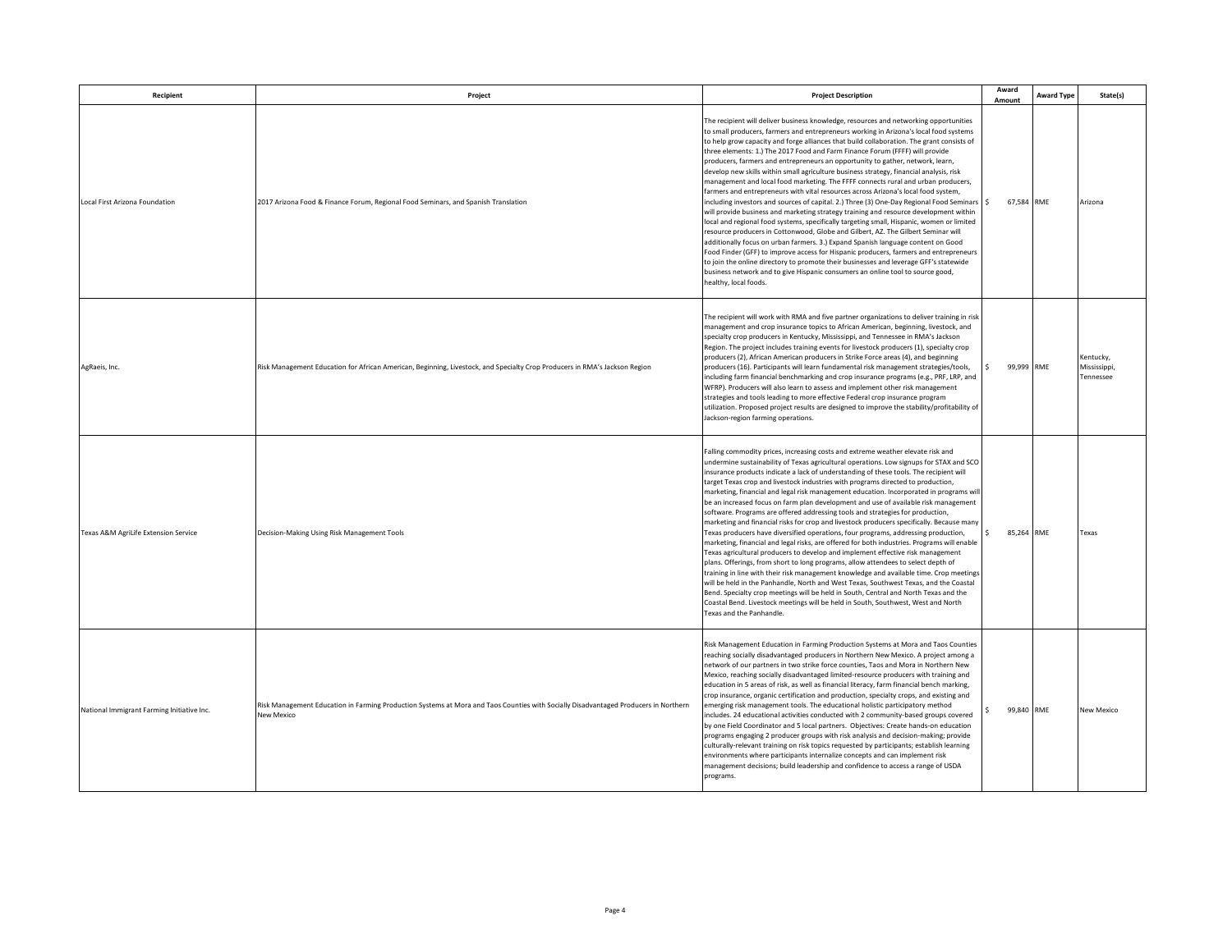| Recipient | Project | Project Description | Award Amount | Award Type | State(s) |
|---|---|---|---|---|---|
| Local First Arizona Foundation | 2017 Arizona Food & Finance Forum, Regional Food Seminars, and Spanish Translation | The recipient will deliver business knowledge, resources and networking opportunities to small producers, farmers and entrepreneurs working in Arizona's local food systems to help grow capacity and forge alliances that build collaboration. The grant consists of three elements: 1.) The 2017 Food and Farm Finance Forum (FFFF) will provide producers, farmers and entrepreneurs an opportunity to gather, network, learn, develop new skills within small agriculture business strategy, financial analysis, risk management and local food marketing. The FFFF connects rural and urban producers, farmers and entrepreneurs with vital resources across Arizona's local food system, including investors and sources of capital. 2.) Three (3) One-Day Regional Food Seminars will provide business and marketing strategy training and resource development within local and regional food systems, specifically targeting small, Hispanic, women or limited resource producers in Cottonwood, Globe and Gilbert, AZ. The Gilbert Seminar will additionally focus on urban farmers. 3.) Expand Spanish language content on Good Food Finder (GFF) to improve access for Hispanic producers, farmers and entrepreneurs to join the online directory to promote their businesses and leverage GFF's statewide business network and to give Hispanic consumers an online tool to source good, healthy, local foods. | $ 67,584 | RME | Arizona |
| AgRaeis, Inc. | Risk Management Education for African American, Beginning, Livestock, and Specialty Crop Producers in RMA's Jackson Region | The recipient will work with RMA and five partner organizations to deliver training in risk management and crop insurance topics to African American, beginning, livestock, and specialty crop producers in Kentucky, Mississippi, and Tennessee in RMA's Jackson Region. The project includes training events for livestock producers (1), specialty crop producers (2), African American producers in Strike Force areas (4), and beginning producers (16). Participants will learn fundamental risk management strategies/tools, including farm financial benchmarking and crop insurance programs (e.g., PRF, LRP, and WFRP). Producers will also learn to assess and implement other risk management strategies and tools leading to more effective Federal crop insurance program utilization. Proposed project results are designed to improve the stability/profitability of Jackson-region farming operations. | $ 99,999 | RME | Kentucky, Mississippi, Tennessee |
| Texas A&M AgriLife Extension Service | Decision-Making Using Risk Management Tools | Falling commodity prices, increasing costs and extreme weather elevate risk and undermine sustainability of Texas agricultural operations. Low signups for STAX and SCO insurance products indicate a lack of understanding of these tools. The recipient will target Texas crop and livestock industries with programs directed to production, marketing, financial and legal risk management education. Incorporated in programs will be an increased focus on farm plan development and use of available risk management software. Programs are offered addressing tools and strategies for production, marketing and financial risks for crop and livestock producers specifically. Because many Texas producers have diversified operations, four programs, addressing production, marketing, financial and legal risks, are offered for both industries. Programs will enable Texas agricultural producers to develop and implement effective risk management plans. Offerings, from short to long programs, allow attendees to select depth of training in line with their risk management knowledge and available time. Crop meetings will be held in the Panhandle, North and West Texas, Southwest Texas, and the Coastal Bend. Specialty crop meetings will be held in South, Central and North Texas and the Coastal Bend. Livestock meetings will be held in South, Southwest, West and North Texas and the Panhandle. | $ 85,264 | RME | Texas |
| National Immigrant Farming Initiative Inc. | Risk Management Education in Farming Production Systems at Mora and Taos Counties with Socially Disadvantaged Producers in Northern New Mexico | Risk Management Education in Farming Production Systems at Mora and Taos Counties reaching socially disadvantaged producers in Northern New Mexico. A project among a network of our partners in two strike force counties, Taos and Mora in Northern New Mexico, reaching socially disadvantaged limited-resource producers with training and education in 5 areas of risk, as well as financial literacy, farm financial bench marking, crop insurance, organic certification and production, specialty crops, and existing and emerging risk management tools. The educational holistic participatory method includes. 24 educational activities conducted with 2 community-based groups covered by one Field Coordinator and 5 local partners. Objectives: Create hands-on education programs engaging 2 producer groups with risk analysis and decision-making; provide culturally-relevant training on risk topics requested by participants; establish learning environments where participants internalize concepts and can implement risk management decisions; build leadership and confidence to access a range of USDA programs. | $ 99,840 | RME | New Mexico |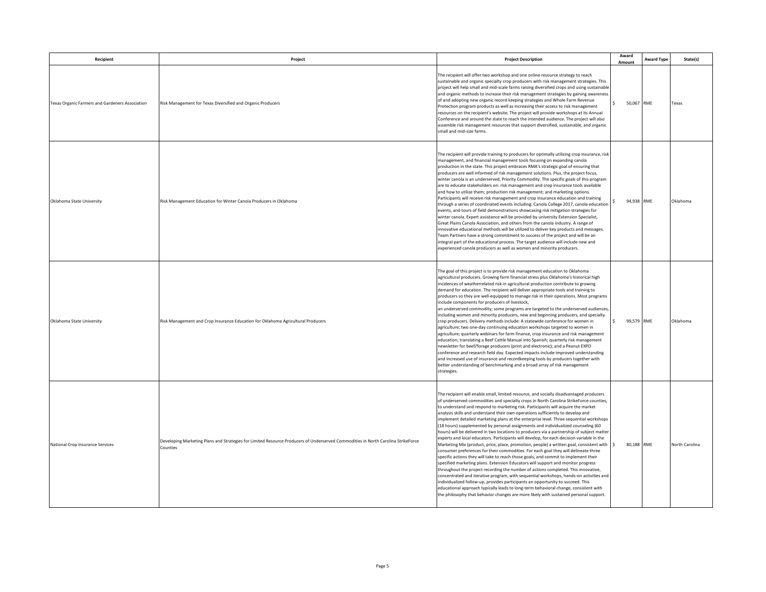| Recipient | Project | Project Description | Award Amount | Award Type | State(s) |
| --- | --- | --- | --- | --- | --- |
| Texas Organic Farmers and Gardeners Association | Risk Management for Texas Diversified and Organic Producers | The recipient will offer two workshop and one online resource strategy to reach sustainable and organic specialty crop producers with risk management strategies. This project will help small and mid-scale farms raising diversified crops and using sustainable and organic methods to increase their risk management strategies by gaining awareness of and adopting new organic record keeping strategies and Whole Farm Revenue Protection program products as well as increasing their access to risk management resources on the recipient's website. The project will provide workshops at its Annual Conference and around the state to reach the intended audience. The project will also assemble risk management resources that support diversified, sustainable, and organic small and mid-size farms. | $ 50,067 | RME | Texas |
| Oklahoma State University | Risk Management Education for Winter Canola Producers in Oklahoma | The recipient will provide training to producers for optimally utilizing crop insurance, risk management, and financial management tools focusing on expanding canola production in the state. This project embraces RMA's strategic goal of ensuring that producers are well informed of risk management solutions. Plus, the project focus, winter canola is an underserved, Priority Commodity. The specific goals of this program are to educate stakeholders on: risk management and crop insurance tools available and how to utilize them; production risk management; and marketing options. Participants will receive risk management and crop insurance education and training through a series of coordinated events including: Canola College 2017, canola education events, and tours of field demonstrations showcasing risk mitigation strategies for winter canola. Expert assistance will be provided by university Extension Specialist, Great Plains Canola Association, and others from the canola industry. A range of innovative educational methods will be utilized to deliver key products and messages. Team Partners have a strong commitment to success of the project and will be an integral part of the educational process. The target audience will include new and experienced canola producers as well as women and minority producers. | $ 94,938 | RME | Oklahoma |
| Oklahoma State University | Risk Management and Crop Insurance Education for Oklahoma Agricultural Producers | The goal of this project is to provide risk management education to Oklahoma agricultural producers. Growing farm financial stress plus Oklahoma's historical high incidences of weatherrelated risk in agricultural production contribute to growing demand for education. The recipient will deliver appropriate tools and training to producers so they are well-equipped to manage risk in their operations. Most programs include components for producers of livestock, an underserved commodity; some programs are targeted to the underserved audiences, including women and minority producers, new and beginning producers, and specialty crop producers. Delivery methods include: A statewide conference for women in agriculture; two one-day continuing education workshops targeted to women in agriculture; quarterly webinars for farm finance, crop insurance and risk management education; translating a Beef Cattle Manual into Spanish; quarterly risk management newsletter for beef/forage producers (print and electronic); and a Peanut EXPO conference and research field day. Expected impacts include improved understanding and increased use of insurance and recordkeeping tools by producers together with better understanding of benchmarking and a broad array of risk management strategies. | $ 99,579 | RME | Oklahoma |
| National Crop Insurance Services | Developing Marketing Plans and Strategies for Limited Resource Producers of Underserved Commodities in North Carolina StrikeForce Counties | The recipient will enable small, limited resource, and socially disadvantaged producers of underserved commodities and specialty crops in North Carolina StrikeForce counties, to understand and respond to marketing risk. Participants will acquire the market analysis skills and understand their own operations sufficiently to develop and implement detailed marketing plans at the enterprise level. Three sequential workshops (18 hours) supplemented by personal assignments and individualized counseling (60 hours) will be delivered in two locations to producers via a partnership of subject matter experts and local educators. Participants will develop, for each decision variable in the Marketing Mix (product, price, place, promotion, people) a written goal, consistent with consumer preferences for their commodities. For each goal they will delineate three specific actions they will take to reach those goals, and commit to implement their specified marketing plans. Extension Educators will support and monitor progress throughout the project recording the number of actions completed. This innovative, concentrated and iterative program, with sequential workshops, hands-on activities and individualized follow-up, provides participants an opportunity to succeed. This educational approach typically leads to long-term behavioral change, consistent with the philosophy that behavior changes are more likely with sustained personal support. | $ 80,188 | RME | North Carolina |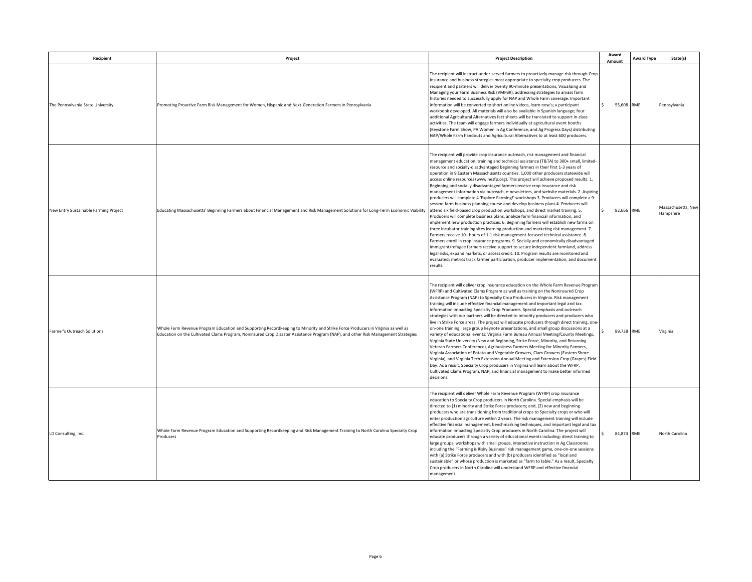| Recipient | Project | Project Description | Award Amount | Award Type | State(s) |
|---|---|---|---|---|---|
| The Pennsylvania State University | Promoting Proactive Farm Risk Management for Women, Hispanic and Next-Generation Farmers in Pennsylvania | The recipient will instruct under-served farmers to proactively manage risk through Crop Insurance and business strategies most appropriate to specialty crop producers. The recipient and partners will deliver twenty 90-minute presentations, Visualizing and Managing your Farm Business Risk (VMFBR), addressing strategies to amass farm histories needed to successfully apply for NAP and Whole Farm coverage. Important information will be converted to short online videos, learn now's; a participant workbook developed. All materials will also be available in Spanish language; four additional Agricultural Alternatives fact sheets will be translated to support in-class activities. The team will engage farmers individually at agricultural event booths (Keystone Farm Show, PA Women in Ag Conference, and Ag Progress Days) distributing NAP/Whole Farm handouts and Agricultural Alternatives to at least 600 producers. | $ 55,608 | RME | Pennsylvania |
| New Entry Sustainable Farming Project | Educating Massachusetts' Beginning Farmers about Financial Management and Risk Management Solutions for Long-Term Economic Viability | The recipient will provide crop insurance outreach, risk management and financial management education, training and technical assistance (T&TA) to 300+ small, limited-resource and socially-disadvantaged beginning farmers in their first 1-3 years of operation in 9 Eastern Massachusetts counties. 1,000 other producers statewide will access online resources (www.nesfp.org). This project will achieve proposed results: 1. Beginning and socially disadvantaged farmers receive crop insurance and risk management information via outreach, e-newsletters, and website materials. 2. Aspiring producers will complete 4 'Explore Farming!' workshops 3. Producers will complete a 9-session farm business planning course and develop business plans 4. Producers will attend six field-based crop production workshops, and direct market training. 5. Producers will complete business plans, analyze farm financial information, and implement new production practices. 6. Beginning farmers will establish new farms on three incubator training sites learning production and marketing risk management. 7. Farmers receive 10+ hours of 1-1 risk management-focused technical assistance. 8. Farmers enroll in crop insurance programs. 9. Socially and economically disadvantaged immigrant/refugee farmers receive support to secure independent farmland, address legal risks, expand markets, or access credit. 10. Program results are monitored and evaluated; metrics track farmer participation, producer implementation, and document results. | $ 82,666 | RME | Massachusetts, New Hampshire |
| Farmer's Outreach Solutions | Whole Farm Revenue Program Education and Supporting Recordkeeping to Minority and Strike Force Producers in Virginia as well as Education on the Cultivated Clams Program, Noninsured Crop Disaster Assistance Program (NAP), and other Risk Management Strategies | The recipient will deliver crop insurance education on the Whole Farm Revenue Program (WFRP) and Cultivated Clams Program as well as training on the Noninsured Crop Assistance Program (NAP) to Specialty Crop Producers in Virginia. Risk management training will include effective financial management and important legal and tax information impacting Specialty Crop Producers. Special emphasis and outreach strategies with our partners will be directed to minority producers and producers who live in Strike Force areas. The project will educate producers through direct training, one-on-one training, large group keynote presentations, and small group discussions at a variety of educational events: Virginia Farm Bureau Annual Meeting/County Meetings, Virginia State University (New and Beginning, Strike Force, Minority, and Returning Veteran Farmers Conference), Agribusiness Farmers Meeting for Minority Farmers, Virginia Association of Potato and Vegetable Growers, Clam Growers (Eastern Shore Virginia), and Virginia Tech Extension Annual Meeting and Extension Crop (Grapes) Field Day. As a result, Specialty Crop producers in Virginia will learn about the WFRP, Cultivated Clams Program, NAP, and financial management to make better informed decisions. | $ 89,738 | RME | Virginia |
| LD Consulting, Inc. | Whole Farm Revenue Program Education and Supporting Recordkeeping and Risk Management Training to North Carolina Specialty Crop Producers | The recipient will deliver Whole Farm Revenue Program (WFRP) crop insurance education to Specialty Crop producers in North Carolina. Special emphasis will be directed to (1) minority and Strike Force producers; and, (2) new and beginning producers who are transitioning from traditional crops to Specialty crops or who will enter production agriculture within 2 years. The risk management training will include effective financial management, benchmarking techniques, and important legal and tax information impacting Specialty Crop producers in North Carolina. The project will educate producers through a variety of educational events including: direct training to large groups, workshops with small groups, interactive instruction in Ag Classrooms including the "Farming is Risky Business" risk management game, one-on-one sessions with (a) Strike Force producers and with (b) producers identified as "local and sustainable" or whose production is marketed as "farm to table." As a result, Specialty Crop producers in North Carolina will understand WFRP and effective financial management. | $ 84,874 | RME | North Carolina |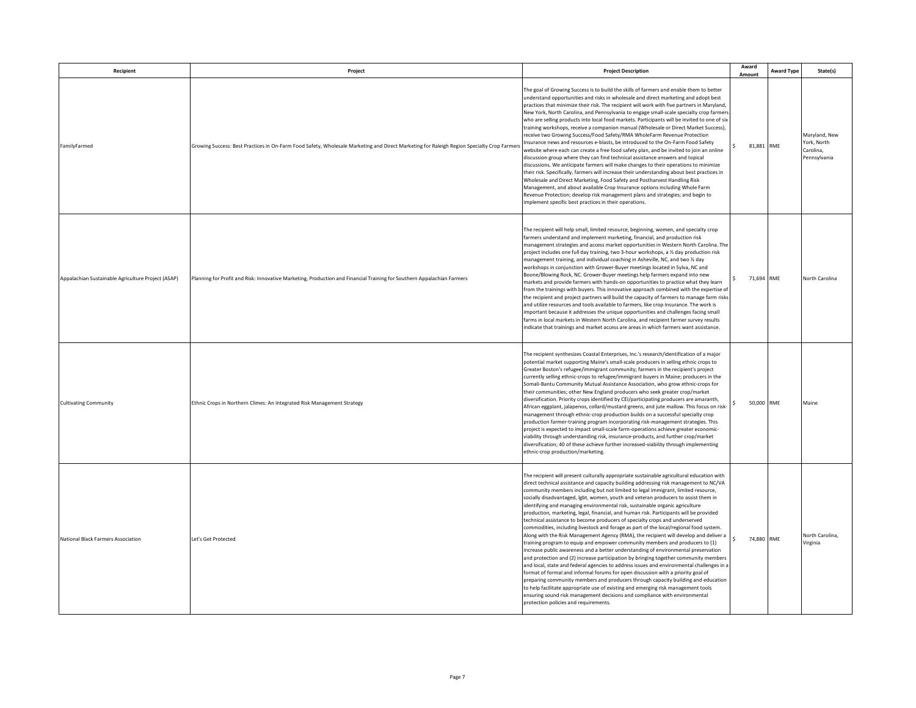| Recipient | Project | Project Description | Award Amount | Award Type | State(s) |
|---|---|---|---|---|---|
| FamilyFarmed | Growing Success: Best Practices in On-Farm Food Safety, Wholesale Marketing and Direct Marketing for Raleigh Region Specialty Crop Farmers | The goal of Growing Success is to build the skills of farmers and enable them to better understand opportunities and risks in wholesale and direct marketing and adopt best practices that minimize their risk. The recipient will work with five partners in Maryland, New York, North Carolina, and Pennsylvania to engage small-scale specialty crop farmers who are selling products into local food markets. Participants will be invited to one of six training workshops, receive a companion manual (Wholesale or Direct Market Success), receive two Growing Success/Food Safety/RMA WholeFarm Revenue Protection Insurance news and resources e-blasts, be introduced to the On-Farm Food Safety website where each can create a free food safety plan, and be invited to join an online discussion group where they can find technical assistance answers and topical discussions. We anticipate farmers will make changes to their operations to minimize their risk. Specifically, farmers will increase their understanding about best practices in Wholesale and Direct Marketing, Food Safety and Postharvest Handling Risk Management, and about available Crop Insurance options including Whole Farm Revenue Protection; develop risk management plans and strategies; and begin to implement specific best practices in their operations. | $ 81,881 | RME | Maryland, New York, North Carolina, Pennsylvania |
| Appalachian Sustainable Agriculture Project (ASAP) | Planning for Profit and Risk: Innovative Marketing, Production and Financial Training for Southern Appalachian Farmers | The recipient will help small, limited resource, beginning, women, and specialty crop farmers understand and implement marketing, financial, and production risk management strategies and access market opportunities in Western North Carolina. The project includes one full day training, two 3-hour workshops, a ½ day production risk management training, and individual coaching in Asheville, NC, and two ½ day workshops in conjunction with Grower-Buyer meetings located in Sylva, NC and Boone/Blowing Rock, NC. Grower-Buyer meetings help farmers expand into new markets and provide farmers with hands-on opportunities to practice what they learn from the trainings with buyers. This innovative approach combined with the expertise of the recipient and project partners will build the capacity of farmers to manage farm risks and utilize resources and tools available to farmers, like crop insurance. The work is important because it addresses the unique opportunities and challenges facing small farms in local markets in Western North Carolina, and recipient farmer survey results indicate that trainings and market access are areas in which farmers want assistance. | $ 71,694 | RME | North Carolina |
| Cultivating Community | Ethnic Crops in Northern Climes: An Integrated Risk Management Strategy | The recipient synthesizes Coastal Enterprises, Inc.'s research/identification of a major potential market supporting Maine's small-scale producers in selling ethnic crops to Greater Boston's refugee/immigrant community; farmers in the recipient's project currently selling ethnic-crops to refugee/immigrant buyers in Maine; producers in the Somali-Bantu Community Mutual Assistance Association, who grow ethnic-crops for their communities; other New England producers who seek greater crop/market diversification. Priority crops identified by CEI/participating producers are amaranth, African eggplant, jalapenos, collard/mustard greens, and jute mallow. This focus on risk-management through ethnic-crop production builds on a successful specialty crop production farmer-training program incorporating risk-management strategies. This project is expected to impact small-scale farm-operations achieve greater economic-viability through understanding risk, insurance-products, and further crop/market diversification; 40 of these achieve further increased-viability through implementing ethnic-crop production/marketing. | $ 50,000 | RME | Maine |
| National Black Farmers Association | Let's Get Protected | The recipient will present culturally appropriate sustainable agricultural education with direct technical assistance and capacity building addressing risk management to NC/VA community members including but not limited to legal immigrant, limited resource, socially disadvantaged, lgbt, women, youth and veteran producers to assist them in identifying and managing environmental risk, sustainable organic agriculture production, marketing, legal, financial, and human risk. Participants will be provided technical assistance to become producers of specialty crops and underserved commodities, including livestock and forage as part of the local/regional food system. Along with the Risk Management Agency (RMA), the recipient will develop and deliver a training program to equip and empower community members and producers to (1) increase public awareness and a better understanding of environmental preservation and protection and (2) increase participation by bringing together community members and local, state and federal agencies to address issues and environmental challenges in a format of formal and informal forums for open discussion with a priority goal of preparing community members and producers through capacity building and education to help facilitate appropriate use of existing and emerging risk management tools ensuring sound risk management decisions and compliance with environmental protection policies and requirements. | $ 74,880 | RME | North Carolina, Virginia |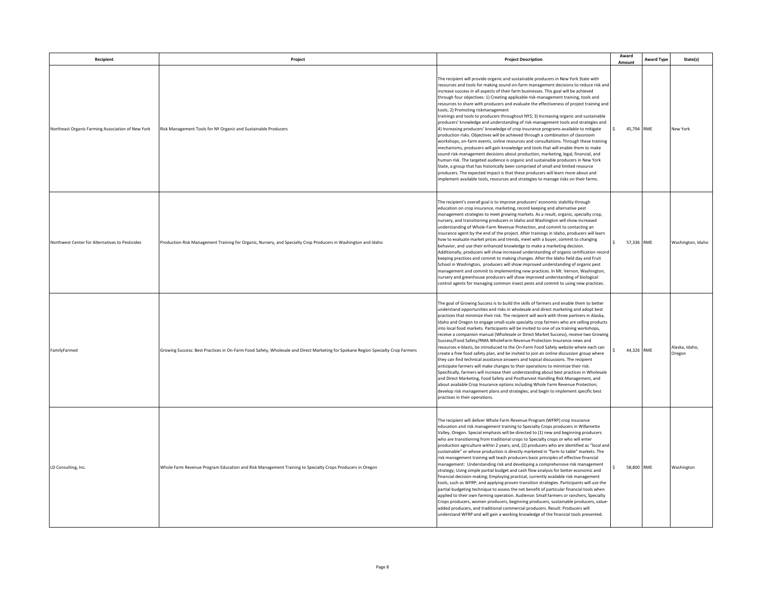| Recipient | Project | Project Description | Award Amount | Award Type | State(s) |
|---|---|---|---|---|---|
| Northeast Organic Farming Association of New York | Risk Management Tools for NY Organic and Sustainable Producers | The recipient will provide organic and sustainable producers in New York State with resources and tools for making sound on-farm management decisions to reduce risk and increase success in all aspects of their farm businesses. This goal will be achieved through four objectives: 1) Creating applicable risk-management training, tools and resources to share with producers and evaluate the effectiveness of project training and tools; 2) Promoting riskmanagement trainings and tools to producers throughout NYS; 3) Increasing organic and sustainable producers' knowledge and understanding of risk-management tools and strategies and 4) Increasing producers' knowledge of crop insurance programs available to mitigate production risks. Objectives will be achieved through a combination of classroom workshops, on-farm events, online resources and consultations. Through these training mechanisms, producers will gain knowledge and tools that will enable them to make sound risk-management decisions about production, marketing, legal, financial, and human risk. The targeted audience is organic and sustainable producers in New York State, a group that has historically been comprised of small and limited resource producers. The expected impact is that these producers will learn more about and implement available tools, resources and strategies to manage risks on their farms. | $ 45,794 | RME | New York |
| Northwest Center for Alternatives to Pesticides | Production Risk Management Training for Organic, Nursery, and Specialty Crop Producers in Washington and Idaho | The recipient's overall goal is to improve producers' economic stability through education on crop insurance, marketing, record keeping and alternative pest management strategies to meet growing markets. As a result, organic, specialty crop, nursery, and transitioning producers in Idaho and Washington will show increased understanding of Whole-Farm Revenue Protection, and commit to contacting an insurance agent by the end of the project. After trainings in Idaho, producers will learn how to evaluate market prices and trends, meet with a buyer, commit to changing behavior, and use their enhanced knowledge to make a marketing decision. Additionally, producers will show increased understanding of organic certification record keeping practices and commit to making changes. After the Idaho field day and Fruit School in Washington, producers will show improved understanding of organic pest management and commit to implementing new practices. In Mt. Vernon, Washington, nursery and greenhouse producers will show improved understanding of biological control agents for managing common insect pests and commit to using new practices. | $ 57,336 | RME | Washington, Idaho |
| FamilyFarmed | Growing Success: Best Practices in On-Farm Food Safety, Wholesale and Direct Marketing for Spokane Region Specialty Crop Farmers | The goal of Growing Success is to build the skills of farmers and enable them to better understand opportunities and risks in wholesale and direct marketing and adopt best practices that minimize their risk. The recipient will work with three partners in Alaska, Idaho and Oregon to engage small-scale specialty crop farmers who are selling products into local food markets. Participants will be invited to one of six training workshops, receive a companion manual (Wholesale or Direct Market Success), receive two Growing Success/Food Safety/RMA WholeFarm Revenue Protection Insurance news and resources e-blasts, be introduced to the On-Farm Food Safety website where each can create a free food safety plan, and be invited to join an online discussion group where they can find technical assistance answers and topical discussions. The recipient anticipate farmers will make changes to their operations to minimize their risk. Specifically, farmers will increase their understanding about best practices in Wholesale and Direct Marketing, Food Safety and Postharvest Handling Risk Management, and about available Crop Insurance options including Whole Farm Revenue Protection; develop risk management plans and strategies; and begin to implement specific best practices in their operations. | $ 44,326 | RME | Alaska, Idaho, Oregon |
| LD Consulting, Inc. | Whole Farm Revenue Program Education and Risk Management Training to Specialty Crops Producers in Oregon | The recipient will deliver Whole Farm Revenue Program (WFRP) crop insurance education and risk management training to Specialty Crops producers in Willamette Valley, Oregon. Special emphasis will be directed to (1) new and beginning producers who are transitioning from traditional crops to Specialty crops or who will enter production agriculture within 2 years; and, (2) producers who are identified as "local and sustainable" or whose production is directly marketed in "farm to table" markets. The risk management training will teach producers basic principles of effective financial management: Understanding risk and developing a comprehensive risk management strategy; Using simple partial budget and cash flow analysis for better economic and financial decision-making; Employing practical, currently available risk management tools, such as WFRP; and applying proven transition strategies. Participants will use the partial budgeting technique to assess the net benefit of particular financial tools when applied to their own farming operation. Audience: Small farmers or ranchers, Specialty Crops producers, women producers, beginning producers, sustainable producers, value-added producers, and traditional commercial producers. Result: Producers will understand WFRP and will gain a working knowledge of the financial tools presented. | $ 58,800 | RME | Washington |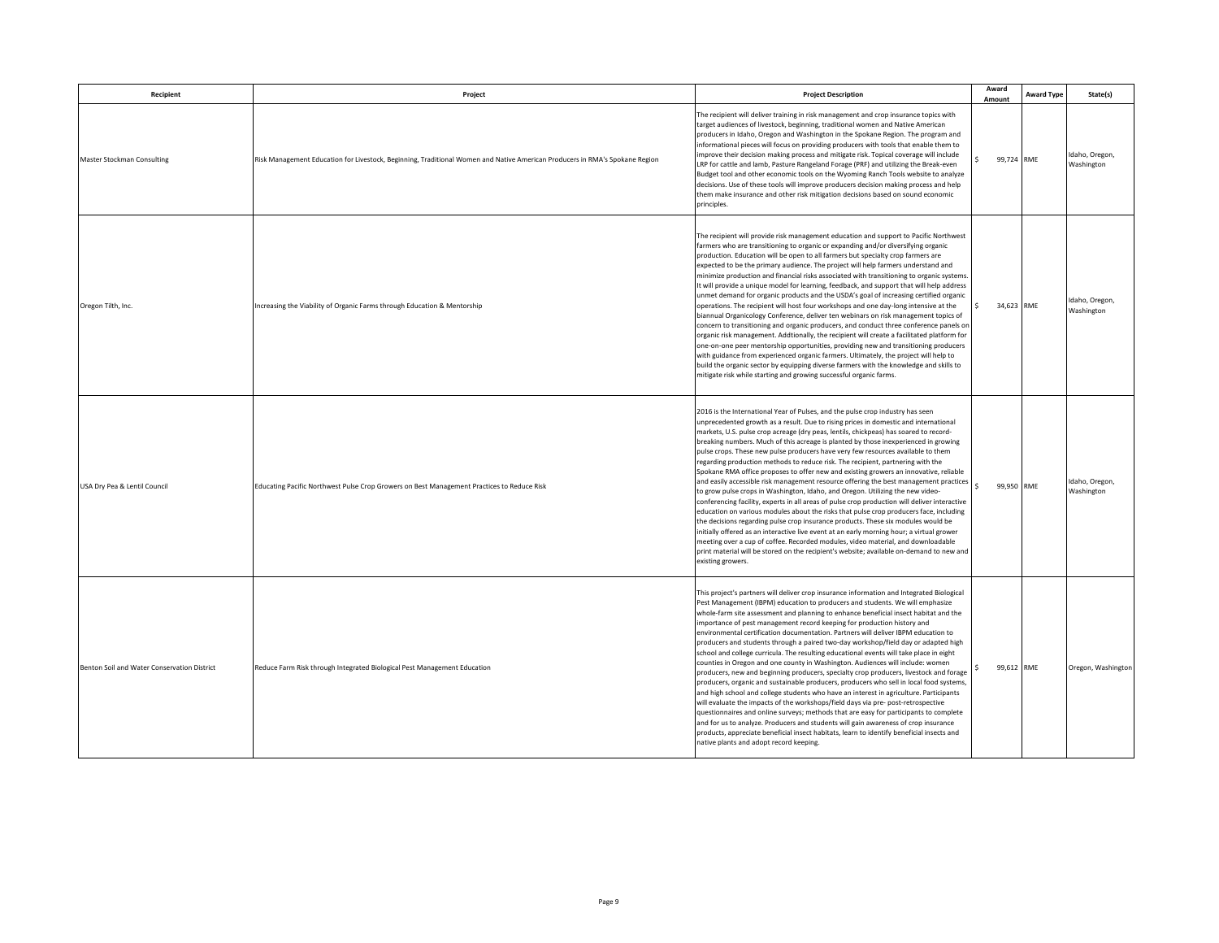| Recipient | Project | Project Description | Award Amount | Award Type | State(s) |
|---|---|---|---|---|---|
| Master Stockman Consulting | Risk Management Education for Livestock, Beginning, Traditional Women and Native American Producers in RMA's Spokane Region | The recipient will deliver training in risk management and crop insurance topics with target audiences of livestock, beginning, traditional women and Native American producers in Idaho, Oregon and Washington in the Spokane Region. The program and informational pieces will focus on providing producers with tools that enable them to improve their decision making process and mitigate risk. Topical coverage will include LRP for cattle and lamb, Pasture Rangeland Forage (PRF) and utilizing the Break-even Budget tool and other economic tools on the Wyoming Ranch Tools website to analyze decisions. Use of these tools will improve producers decision making process and help them make insurance and other risk mitigation decisions based on sound economic principles. | $ 99,724 | RME | Idaho, Oregon, Washington |
| Oregon Tilth, Inc. | Increasing the Viability of Organic Farms through Education & Mentorship | The recipient will provide risk management education and support to Pacific Northwest farmers who are transitioning to organic or expanding and/or diversifying organic production. Education will be open to all farmers but specialty crop farmers are expected to be the primary audience. The project will help farmers understand and minimize production and financial risks associated with transitioning to organic systems. It will provide a unique model for learning, feedback, and support that will help address unmet demand for organic products and the USDA's goal of increasing certified organic operations. The recipient will host four workshops and one day-long intensive at the biannual Organicology Conference, deliver ten webinars on risk management topics of concern to transitioning and organic producers, and conduct three conference panels on organic risk management. Addtionally, the recipient will create a facilitated platform for one-on-one peer mentorship opportunities, providing new and transitioning producers with guidance from experienced organic farmers. Ultimately, the project will help to build the organic sector by equipping diverse farmers with the knowledge and skills to mitigate risk while starting and growing successful organic farms. | $ 34,623 | RME | Idaho, Oregon, Washington |
| USA Dry Pea & Lentil Council | Educating Pacific Northwest Pulse Crop Growers on Best Management Practices to Reduce Risk | 2016 is the International Year of Pulses, and the pulse crop industry has seen unprecedented growth as a result. Due to rising prices in domestic and international markets, U.S. pulse crop acreage (dry peas, lentils, chickpeas) has soared to record-breaking numbers. Much of this acreage is planted by those inexperienced in growing pulse crops. These new pulse producers have very few resources available to them regarding production methods to reduce risk. The recipient, partnering with the Spokane RMA office proposes to offer new and existing growers an innovative, reliable and easily accessible risk management resource offering the best management practices to grow pulse crops in Washington, Idaho, and Oregon. Utilizing the new video-conferencing facility, experts in all areas of pulse crop production will deliver interactive education on various modules about the risks that pulse crop producers face, including the decisions regarding pulse crop insurance products. These six modules would be initially offered as an interactive live event at an early morning hour; a virtual grower meeting over a cup of coffee. Recorded modules, video material, and downloadable print material will be stored on the recipient's website; available on-demand to new and existing growers. | $ 99,950 | RME | Idaho, Oregon, Washington |
| Benton Soil and Water Conservation District | Reduce Farm Risk through Integrated Biological Pest Management Education | This project's partners will deliver crop insurance information and Integrated Biological Pest Management (IBPM) education to producers and students. We will emphasize whole-farm site assessment and planning to enhance beneficial insect habitat and the importance of pest management record keeping for production history and environmental certification documentation. Partners will deliver IBPM education to producers and students through a paired two-day workshop/field day or adapted high school and college curricula. The resulting educational events will take place in eight counties in Oregon and one county in Washington. Audiences will include: women producers, new and beginning producers, specialty crop producers, livestock and forage producers, organic and sustainable producers, producers who sell in local food systems, and high school and college students who have an interest in agriculture. Participants will evaluate the impacts of the workshops/field days via pre- post-retrospective questionnaires and online surveys; methods that are easy for participants to complete and for us to analyze. Producers and students will gain awareness of crop insurance products, appreciate beneficial insect habitats, learn to identify beneficial insects and native plants and adopt record keeping. | $ 99,612 | RME | Oregon, Washington |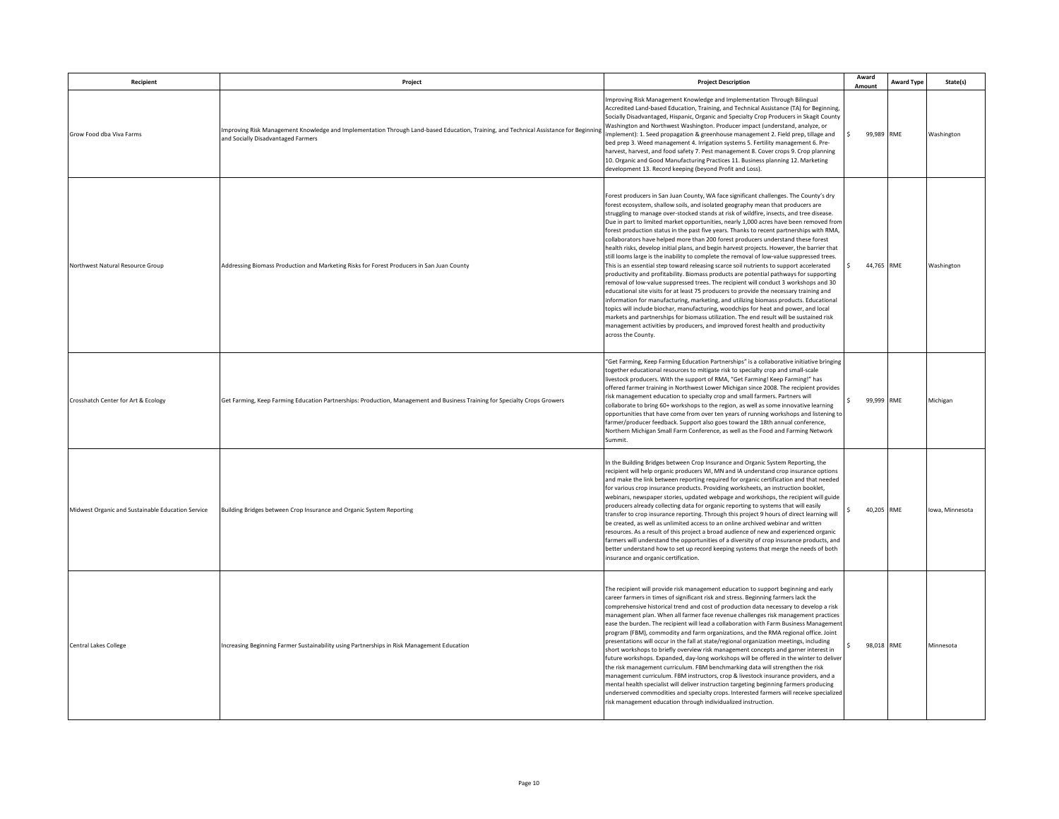| Recipient | Project | Project Description | Award Amount | Award Type | State(s) |
|---|---|---|---|---|---|
| Grow Food dba Viva Farms | Improving Risk Management Knowledge and Implementation Through Land-based Education, Training, and Technical Assistance for Beginning and Socially Disadvantaged Farmers | Improving Risk Management Knowledge and Implementation Through Bilingual Accredited Land-based Education, Training, and Technical Assistance (TA) for Beginning, Socially Disadvantaged, Hispanic, Organic and Specialty Crop Producers in Skagit County Washington and Northwest Washington. Producer impact (understand, analyze, or implement): 1. Seed propagation & greenhouse management 2. Field prep, tillage and bed prep 3. Weed management 4. Irrigation systems 5. Fertility management 6. Pre-harvest, harvest, and food safety 7. Pest management 8. Cover crops 9. Crop planning 10. Organic and Good Manufacturing Practices 11. Business planning 12. Marketing development 13. Record keeping (beyond Profit and Loss). | $ 99,989 | RME | Washington |
| Northwest Natural Resource Group | Addressing Biomass Production and Marketing Risks for Forest Producers in San Juan County | Forest producers in San Juan County, WA face significant challenges. The County's dry forest ecosystem, shallow soils, and isolated geography mean that producers are struggling to manage over-stocked stands at risk of wildfire, insects, and tree disease. Due in part to limited market opportunities, nearly 1,000 acres have been removed from forest production status in the past five years. Thanks to recent partnerships with RMA, collaborators have helped more than 200 forest producers understand these forest health risks, develop initial plans, and begin harvest projects. However, the barrier that still looms large is the inability to complete the removal of low-value suppressed trees. This is an essential step toward releasing scarce soil nutrients to support accelerated productivity and profitability. Biomass products are potential pathways for supporting removal of low-value suppressed trees. The recipient will conduct 3 workshops and 30 educational site visits for at least 75 producers to provide the necessary training and information for manufacturing, marketing, and utilizing biomass products. Educational topics will include biochar, manufacturing, woodchips for heat and power, and local markets and partnerships for biomass utilization. The end result will be sustained risk management activities by producers, and improved forest health and productivity across the County. | $ 44,765 | RME | Washington |
| Crosshatch Center for Art & Ecology | Get Farming, Keep Farming Education Partnerships: Production, Management and Business Training for Specialty Crops Growers | "Get Farming, Keep Farming Education Partnerships" is a collaborative initiative bringing together educational resources to mitigate risk to specialty crop and small-scale livestock producers. With the support of RMA, "Get Farming! Keep Farming!" has offered farmer training in Northwest Lower Michigan since 2008. The recipient provides risk management education to specialty crop and small farmers. Partners will collaborate to bring 60+ workshops to the region, as well as some innovative learning opportunities that have come from over ten years of running workshops and listening to farmer/producer feedback. Support also goes toward the 18th annual conference, Northern Michigan Small Farm Conference, as well as the Food and Farming Network Summit. | $ 99,999 | RME | Michigan |
| Midwest Organic and Sustainable Education Service | Building Bridges between Crop Insurance and Organic System Reporting | In the Building Bridges between Crop Insurance and Organic System Reporting, the recipient will help organic producers WI, MN and IA understand crop insurance options and make the link between reporting required for organic certification and that needed for various crop insurance products. Providing worksheets, an instruction booklet, webinars, newspaper stories, updated webpage and workshops, the recipient will guide producers already collecting data for organic reporting to systems that will easily transfer to crop insurance reporting. Through this project 9 hours of direct learning will be created, as well as unlimited access to an online archived webinar and written resources. As a result of this project a broad audience of new and experienced organic farmers will understand the opportunities of a diversity of crop insurance products, and better understand how to set up record keeping systems that merge the needs of both insurance and organic certification. | $ 40,205 | RME | Iowa, Minnesota |
| Central Lakes College | Increasing Beginning Farmer Sustainability using Partnerships in Risk Management Education | The recipient will provide risk management education to support beginning and early career farmers in times of significant risk and stress. Beginning farmers lack the comprehensive historical trend and cost of production data necessary to develop a risk management plan. When all farmer face revenue challenges risk management practices ease the burden. The recipient will lead a collaboration with Farm Business Management program (FBM), commodity and farm organizations, and the RMA regional office. Joint presentations will occur in the fall at state/regional organization meetings, including short workshops to briefly overview risk management concepts and garner interest in future workshops. Expanded, day-long workshops will be offered in the winter to deliver the risk management curriculum. FBM benchmarking data will strengthen the risk management curriculum. FBM instructors, crop & livestock insurance providers, and a mental health specialist will deliver instruction targeting beginning farmers producing underserved commodities and specialty crops. Interested farmers will receive specialized risk management education through individualized instruction. | $ 98,018 | RME | Minnesota |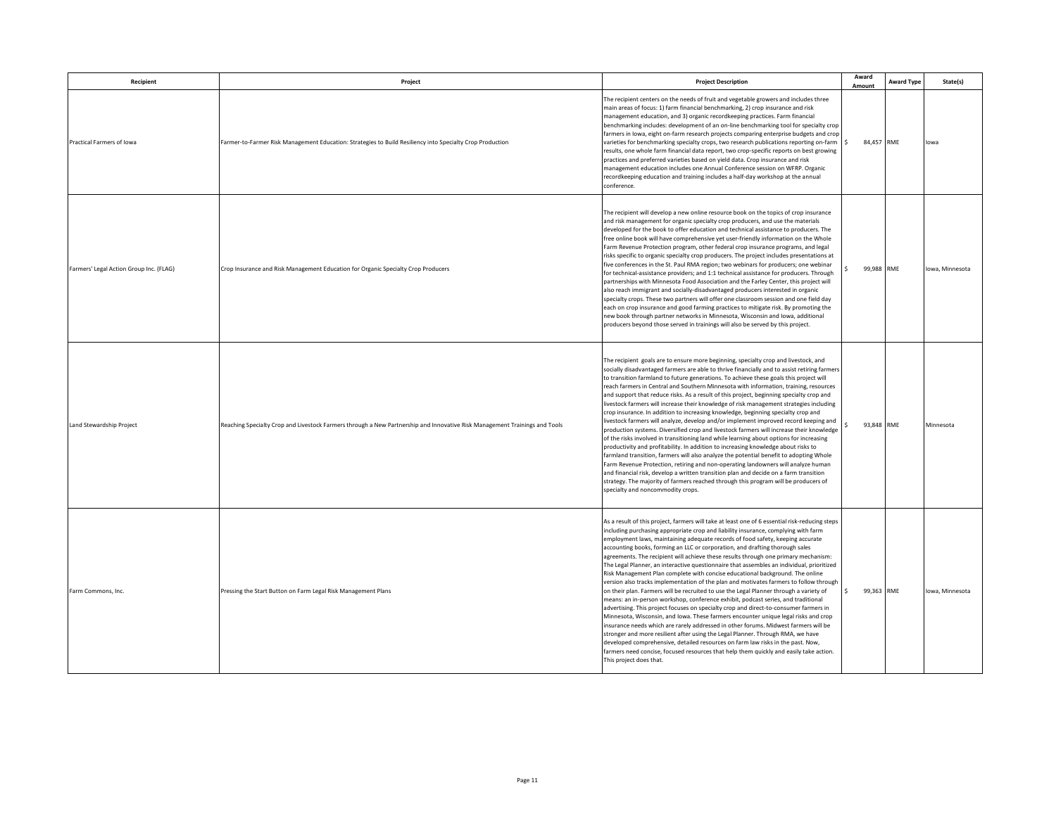| Recipient | Project | Project Description | Award Amount | Award Type | State(s) |
|---|---|---|---|---|---|
| Practical Farmers of Iowa | Farmer-to-Farmer Risk Management Education: Strategies to Build Resiliency into Specialty Crop Production | The recipient centers on the needs of fruit and vegetable growers and includes three main areas of focus: 1) farm financial benchmarking, 2) crop insurance and risk management education, and 3) organic recordkeeping practices. Farm financial benchmarking includes: development of an on-line benchmarking tool for specialty crop farmers in Iowa, eight on-farm research projects comparing enterprise budgets and crop varieties for benchmarking specialty crops, two research publications reporting on-farm results, one whole farm financial data report, two crop-specific reports on best growing practices and preferred varieties based on yield data. Crop insurance and risk management education includes one Annual Conference session on WFRP. Organic recordkeeping education and training includes a half-day workshop at the annual conference. | $ 84,457 | RME | Iowa |
| Farmers' Legal Action Group Inc. (FLAG) | Crop Insurance and Risk Management Education for Organic Specialty Crop Producers | The recipient will develop a new online resource book on the topics of crop insurance and risk management for organic specialty crop producers, and use the materials developed for the book to offer education and technical assistance to producers. The free online book will have comprehensive yet user-friendly information on the Whole Farm Revenue Protection program, other federal crop insurance programs, and legal risks specific to organic specialty crop producers. The project includes presentations at five conferences in the St. Paul RMA region; two webinars for producers; one webinar for technical-assistance providers; and 1:1 technical assistance for producers. Through partnerships with Minnesota Food Association and the Farley Center, this project will also reach immigrant and socially-disadvantaged producers interested in organic specialty crops. These two partners will offer one classroom session and one field day each on crop insurance and good farming practices to mitigate risk. By promoting the new book through partner networks in Minnesota, Wisconsin and Iowa, additional producers beyond those served in trainings will also be served by this project. | $ 99,988 | RME | Iowa, Minnesota |
| Land Stewardship Project | Reaching Specialty Crop and Livestock Farmers through a New Partnership and Innovative Risk Management Trainings and Tools | The recipient goals are to ensure more beginning, specialty crop and livestock, and socially disadvantaged farmers are able to thrive financially and to assist retiring farmers to transition farmland to future generations. To achieve these goals this project will reach farmers in Central and Southern Minnesota with information, training, resources and support that reduce risks. As a result of this project, beginning specialty crop and livestock farmers will increase their knowledge of risk management strategies including crop insurance. In addition to increasing knowledge, beginning specialty crop and livestock farmers will analyze, develop and/or implement improved record keeping and production systems. Diversified crop and livestock farmers will increase their knowledge of the risks involved in transitioning land while learning about options for increasing productivity and profitability. In addition to increasing knowledge about risks to farmland transition, farmers will also analyze the potential benefit to adopting Whole Farm Revenue Protection, retiring and non-operating landowners will analyze human and financial risk, develop a written transition plan and decide on a farm transition strategy. The majority of farmers reached through this program will be producers of specialty and noncommodity crops. | $ 93,848 | RME | Minnesota |
| Farm Commons, Inc. | Pressing the Start Button on Farm Legal Risk Management Plans | As a result of this project, farmers will take at least one of 6 essential risk-reducing steps including purchasing appropriate crop and liability insurance, complying with farm employment laws, maintaining adequate records of food safety, keeping accurate accounting books, forming an LLC or corporation, and drafting thorough sales agreements. The recipient will achieve these results through one primary mechanism: The Legal Planner, an interactive questionnaire that assembles an individual, prioritized Risk Management Plan complete with concise educational background. The online version also tracks implementation of the plan and motivates farmers to follow through on their plan. Farmers will be recruited to use the Legal Planner through a variety of means: an in-person workshop, conference exhibit, podcast series, and traditional advertising. This project focuses on specialty crop and direct-to-consumer farmers in Minnesota, Wisconsin, and Iowa. These farmers encounter unique legal risks and crop insurance needs which are rarely addressed in other forums. Midwest farmers will be stronger and more resilient after using the Legal Planner. Through RMA, we have developed comprehensive, detailed resources on farm law risks in the past. Now, farmers need concise, focused resources that help them quickly and easily take action. This project does that. | $ 99,363 | RME | Iowa, Minnesota |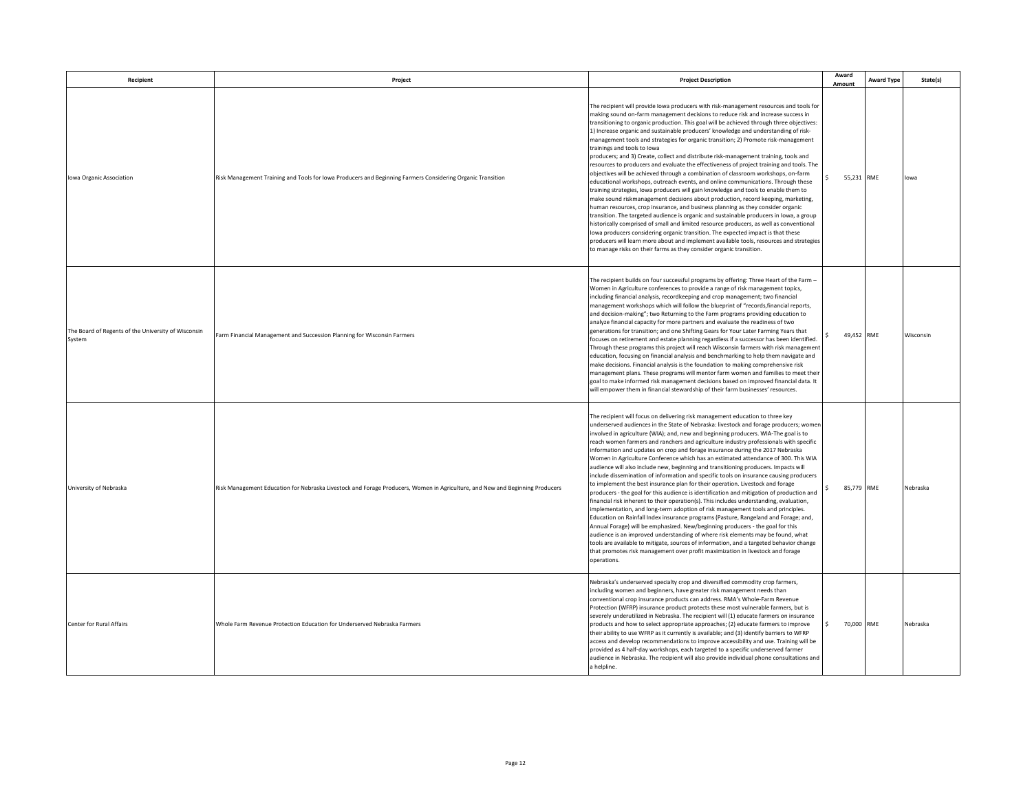| Recipient | Project | Project Description | Award Amount | Award Type | State(s) |
|---|---|---|---|---|---|
| Iowa Organic Association | Risk Management Training and Tools for Iowa Producers and Beginning Farmers Considering Organic Transition | The recipient will provide Iowa producers with risk-management resources and tools for making sound on-farm management decisions to reduce risk and increase success in transitioning to organic production. This goal will be achieved through three objectives: 1) Increase organic and sustainable producers' knowledge and understanding of risk-management tools and strategies for organic transition; 2) Promote risk-management trainings and tools to Iowa producers; and 3) Create, collect and distribute risk-management training, tools and resources to producers and evaluate the effectiveness of project training and tools. The objectives will be achieved through a combination of classroom workshops, on-farm educational workshops, outreach events, and online communications. Through these training strategies, Iowa producers will gain knowledge and tools to enable them to make sound riskmanagement decisions about production, record keeping, marketing, human resources, crop insurance, and business planning as they consider organic transition. The targeted audience is organic and sustainable producers in Iowa, a group historically comprised of small and limited resource producers, as well as conventional Iowa producers considering organic transition. The expected impact is that these producers will learn more about and implement available tools, resources and strategies to manage risks on their farms as they consider organic transition. | $ 55,231 | RME | Iowa |
| The Board of Regents of the University of Wisconsin System | Farm Financial Management and Succession Planning for Wisconsin Farmers | The recipient builds on four successful programs by offering: Three Heart of the Farm – Women in Agriculture conferences to provide a range of risk management topics, including financial analysis, recordkeeping and crop management; two financial management workshops which will follow the blueprint of "records,financial reports, and decision-making"; two Returning to the Farm programs providing education to analyze financial capacity for more partners and evaluate the readiness of two generations for transition; and one Shifting Gears for Your Later Farming Years that focuses on retirement and estate planning regardless if a successor has been identified. Through these programs this project will reach Wisconsin farmers with risk management education, focusing on financial analysis and benchmarking to help them navigate and make decisions. Financial analysis is the foundation to making comprehensive risk management plans. These programs will mentor farm women and families to meet their goal to make informed risk management decisions based on improved financial data. It will empower them in financial stewardship of their farm businesses' resources. | $ 49,452 | RME | Wisconsin |
| University of Nebraska | Risk Management Education for Nebraska Livestock and Forage Producers, Women in Agriculture, and New and Beginning Producers | The recipient will focus on delivering risk management education to three key underserved audiences in the State of Nebraska: livestock and forage producers; women involved in agriculture (WIA); and, new and beginning producers. WIA-The goal is to reach women farmers and ranchers and agriculture industry professionals with specific information and updates on crop and forage insurance during the 2017 Nebraska Women in Agriculture Conference which has an estimated attendance of 300. This WIA audience will also include new, beginning and transitioning producers. Impacts will include dissemination of information and specific tools on insurance causing producers to implement the best insurance plan for their operation. Livestock and forage producers - the goal for this audience is identification and mitigation of production and financial risk inherent to their operation(s). This includes understanding, evaluation, implementation, and long-term adoption of risk management tools and principles. Education on Rainfall Index insurance programs (Pasture, Rangeland and Forage; and, Annual Forage) will be emphasized. New/beginning producers - the goal for this audience is an improved understanding of where risk elements may be found, what tools are available to mitigate, sources of information, and a targeted behavior change that promotes risk management over profit maximization in livestock and forage operations. | $ 85,779 | RME | Nebraska |
| Center for Rural Affairs | Whole Farm Revenue Protection Education for Underserved Nebraska Farmers | Nebraska's underserved specialty crop and diversified commodity crop farmers, including women and beginners, have greater risk management needs than conventional crop insurance products can address. RMA's Whole-Farm Revenue Protection (WFRP) insurance product protects these most vulnerable farmers, but is severely underutilized in Nebraska. The recipient will (1) educate farmers on insurance products and how to select appropriate approaches; (2) educate farmers to improve their ability to use WFRP as it currently is available; and (3) identify barriers to WFRP access and develop recommendations to improve accessibility and use. Training will be provided as 4 half-day workshops, each targeted to a specific underserved farmer audience in Nebraska. The recipient will also provide individual phone consultations and a helpline. | $ 70,000 | RME | Nebraska |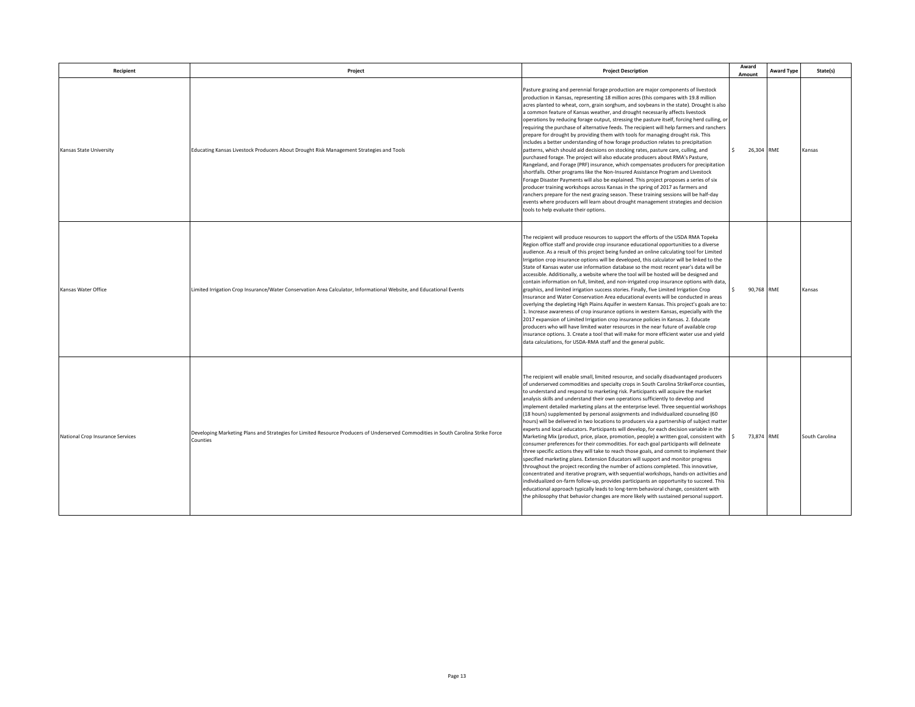| Recipient | Project | Project Description | Award Amount | Award Type | State(s) |
|---|---|---|---|---|---|
| Kansas State University | Educating Kansas Livestock Producers About Drought Risk Management Strategies and Tools | Pasture grazing and perennial forage production are major components of livestock production in Kansas, representing 18 million acres (this compares with 19.8 million acres planted to wheat, corn, grain sorghum, and soybeans in the state). Drought is also a common feature of Kansas weather, and drought necessarily affects livestock operations by reducing forage output, stressing the pasture itself, forcing herd culling, or requiring the purchase of alternative feeds. The recipient will help farmers and ranchers prepare for drought by providing them with tools for managing drought risk. This includes a better understanding of how forage production relates to precipitation patterns, which should aid decisions on stocking rates, pasture care, culling, and purchased forage. The project will also educate producers about RMA's Pasture, Rangeland, and Forage (PRF) insurance, which compensates producers for precipitation shortfalls. Other programs like the Non-Insured Assistance Program and Livestock Forage Disaster Payments will also be explained. This project proposes a series of six producer training workshops across Kansas in the spring of 2017 as farmers and ranchers prepare for the next grazing season. These training sessions will be half-day events where producers will learn about drought management strategies and decision tools to help evaluate their options. | $ 26,304 | RME | Kansas |
| Kansas Water Office | Limited Irrigation Crop Insurance/Water Conservation Area Calculator, Informational Website, and Educational Events | The recipient will produce resources to support the efforts of the USDA RMA Topeka Region office staff and provide crop insurance educational opportunities to a diverse audience. As a result of this project being funded an online calculating tool for Limited Irrigation crop insurance options will be developed, this calculator will be linked to the State of Kansas water use information database so the most recent year's data will be accessible. Additionally, a website where the tool will be hosted will be designed and contain information on full, limited, and non-irrigated crop insurance options with data, graphics, and limited irrigation success stories. Finally, five Limited Irrigation Crop Insurance and Water Conservation Area educational events will be conducted in areas overlying the depleting High Plains Aquifer in western Kansas. This project's goals are to: 1. Increase awareness of crop insurance options in western Kansas, especially with the 2017 expansion of Limited Irrigation crop insurance policies in Kansas. 2. Educate producers who will have limited water resources in the near future of available crop insurance options. 3. Create a tool that will make for more efficient water use and yield data calculations, for USDA-RMA staff and the general public. | $ 90,768 | RME | Kansas |
| National Crop Insurance Services | Developing Marketing Plans and Strategies for Limited Resource Producers of Underserved Commodities in South Carolina Strike Force Counties | The recipient will enable small, limited resource, and socially disadvantaged producers of underserved commodities and specialty crops in South Carolina StrikeForce counties, to understand and respond to marketing risk. Participants will acquire the market analysis skills and understand their own operations sufficiently to develop and implement detailed marketing plans at the enterprise level. Three sequential workshops (18 hours) supplemented by personal assignments and individualized counseling (60 hours) will be delivered in two locations to producers via a partnership of subject matter experts and local educators. Participants will develop, for each decision variable in the Marketing Mix (product, price, place, promotion, people) a written goal, consistent with consumer preferences for their commodities. For each goal participants will delineate three specific actions they will take to reach those goals, and commit to implement their specified marketing plans. Extension Educators will support and monitor progress throughout the project recording the number of actions completed. This innovative, concentrated and iterative program, with sequential workshops, hands-on activities and individualized on-farm follow-up, provides participants an opportunity to succeed. This educational approach typically leads to long-term behavioral change, consistent with the philosophy that behavior changes are more likely with sustained personal support. | $ 73,874 | RME | South Carolina |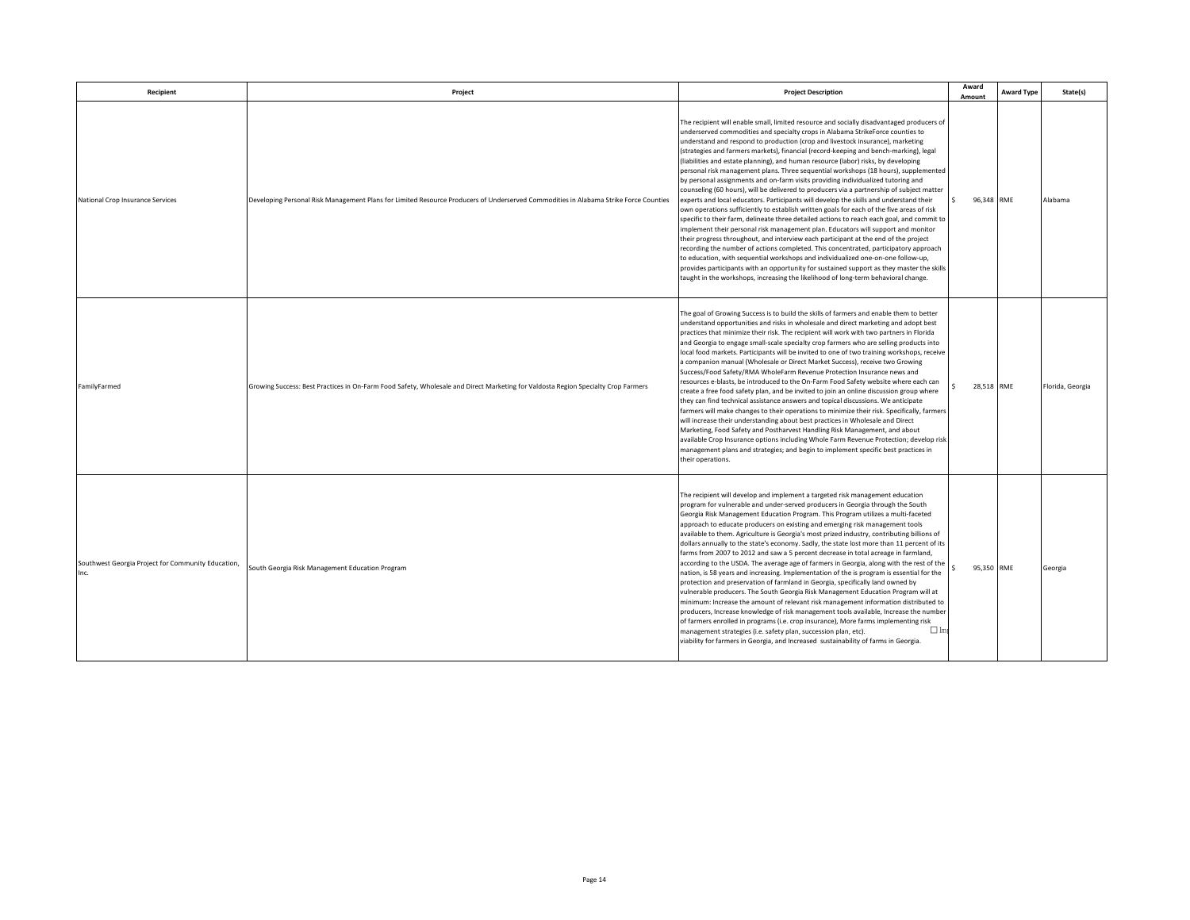| Recipient | Project | Project Description | Award Amount | Award Type | State(s) |
| --- | --- | --- | --- | --- | --- |
| National Crop Insurance Services | Developing Personal Risk Management Plans for Limited Resource Producers of Underserved Commodities in Alabama Strike Force Counties | The recipient will enable small, limited resource and socially disadvantaged producers of underserved commodities and specialty crops in Alabama StrikeForce counties to understand and respond to production (crop and livestock insurance), marketing (strategies and farmers markets), financial (record-keeping and bench-marking), legal (liabilities and estate planning), and human resource (labor) risks, by developing personal risk management plans. Three sequential workshops (18 hours), supplemented by personal assignments and on-farm visits providing individualized tutoring and counseling (60 hours), will be delivered to producers via a partnership of subject matter experts and local educators. Participants will develop the skills and understand their own operations sufficiently to establish written goals for each of the five areas of risk specific to their farm, delineate three detailed actions to reach each goal, and commit to implement their personal risk management plan. Educators will support and monitor their progress throughout, and interview each participant at the end of the project recording the number of actions completed. This concentrated, participatory approach to education, with sequential workshops and individualized one-on-one follow-up, provides participants with an opportunity for sustained support as they master the skills taught in the workshops, increasing the likelihood of long-term behavioral change. | $ 96,348 | RME | Alabama |
| FamilyFarmed | Growing Success: Best Practices in On-Farm Food Safety, Wholesale and Direct Marketing for Valdosta Region Specialty Crop Farmers | The goal of Growing Success is to build the skills of farmers and enable them to better understand opportunities and risks in wholesale and direct marketing and adopt best practices that minimize their risk. The recipient will work with two partners in Florida and Georgia to engage small-scale specialty crop farmers who are selling products into local food markets. Participants will be invited to one of two training workshops, receive a companion manual (Wholesale or Direct Market Success), receive two Growing Success/Food Safety/RMA WholeFarm Revenue Protection Insurance news and resources e-blasts, be introduced to the On-Farm Food Safety website where each can create a free food safety plan, and be invited to join an online discussion group where they can find technical assistance answers and topical discussions. We anticipate farmers will make changes to their operations to minimize their risk. Specifically, farmers will increase their understanding about best practices in Wholesale and Direct Marketing, Food Safety and Postharvest Handling Risk Management, and about available Crop Insurance options including Whole Farm Revenue Protection; develop risk management plans and strategies; and begin to implement specific best practices in their operations. | $ 28,518 | RME | Florida, Georgia |
| Southwest Georgia Project for Community Education, Inc. | South Georgia Risk Management Education Program | The recipient will develop and implement a targeted risk management education program for vulnerable and under-served producers in Georgia through the South Georgia Risk Management Education Program. This Program utilizes a multi-faceted approach to educate producers on existing and emerging risk management tools available to them. Agriculture is Georgia's most prized industry, contributing billions of dollars annually to the state's economy. Sadly, the state lost more than 11 percent of its farms from 2007 to 2012 and saw a 5 percent decrease in total acreage in farmland, according to the USDA. The average age of farmers in Georgia, along with the rest of the nation, is 58 years and increasing. Implementation of the is program is essential for the protection and preservation of farmland in Georgia, specifically land owned by vulnerable producers. The South Georgia Risk Management Education Program will at minimum: Increase the amount of relevant risk management information distributed to producers, Increase knowledge of risk management tools available, Increase the number of farmers enrolled in programs (i.e. crop insurance), More farms implementing risk management strategies (i.e. safety plan, succession plan, etc). ☐ Im viability for farmers in Georgia, and Increased sustainability of farms in Georgia. | $ 95,350 | RME | Georgia |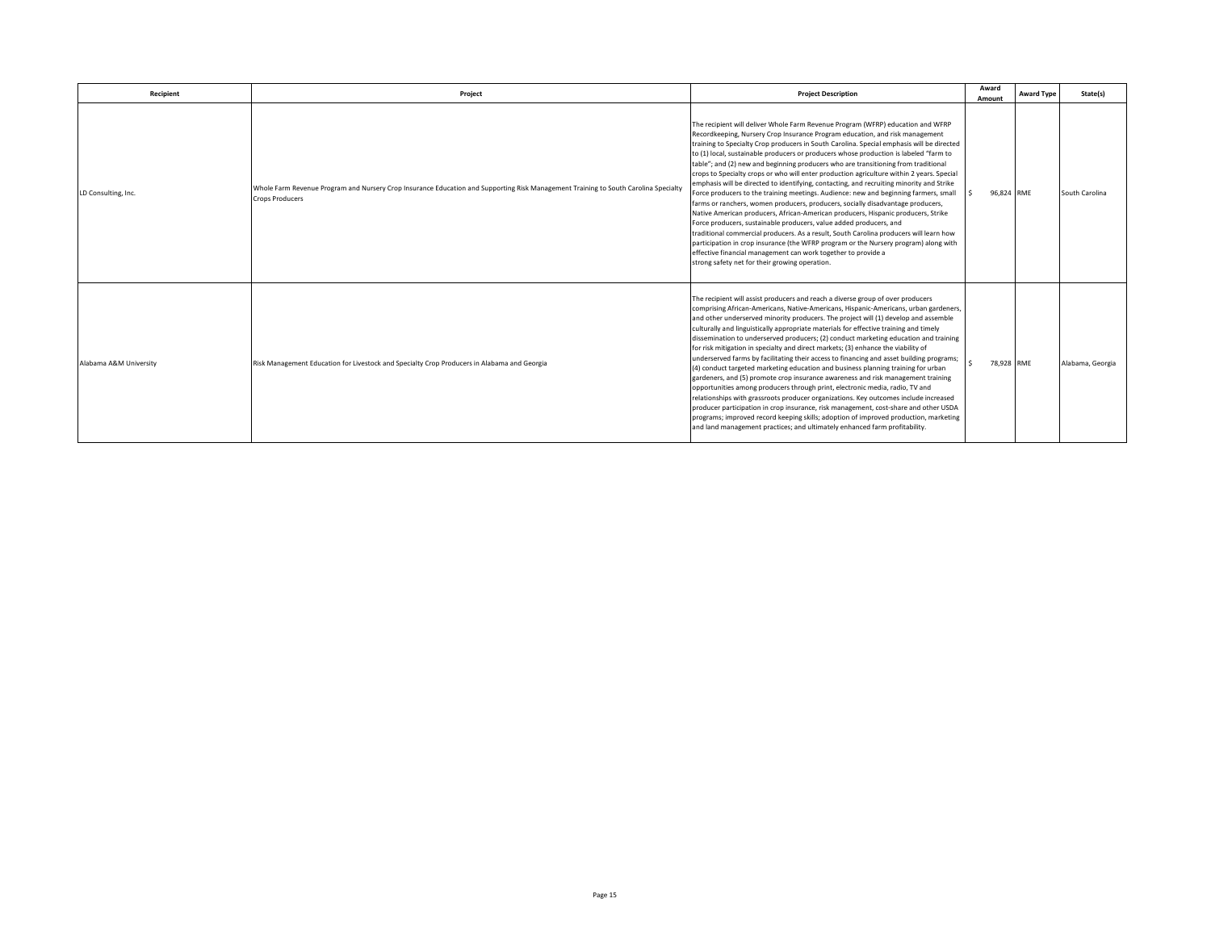| Recipient | Project | Project Description | Award Amount | Award Type | State(s) |
|---|---|---|---|---|---|
| LD Consulting, Inc. | Whole Farm Revenue Program and Nursery Crop Insurance Education and Supporting Risk Management Training to South Carolina Specialty Crops Producers | The recipient will deliver Whole Farm Revenue Program (WFRP) education and WFRP Recordkeeping, Nursery Crop Insurance Program education, and risk management training to Specialty Crop producers in South Carolina. Special emphasis will be directed to (1) local, sustainable producers or producers whose production is labeled "farm to table"; and (2) new and beginning producers who are transitioning from traditional crops to Specialty crops or who will enter production agriculture within 2 years. Special emphasis will be directed to identifying, contacting, and recruiting minority and Strike Force producers to the training meetings. Audience: new and beginning farmers, small farms or ranchers, women producers, producers, socially disadvantage producers, Native American producers, African-American producers, Hispanic producers, Strike Force producers, sustainable producers, value added producers, and traditional commercial producers. As a result, South Carolina producers will learn how participation in crop insurance (the WFRP program or the Nursery program) along with effective financial management can work together to provide a strong safety net for their growing operation. | $ 96,824 | RME | South Carolina |
| Alabama A&M University | Risk Management Education for Livestock and Specialty Crop Producers in Alabama and Georgia | The recipient will assist producers and reach a diverse group of over producers comprising African-Americans, Native-Americans, Hispanic-Americans, urban gardeners, and other underserved minority producers. The project will (1) develop and assemble culturally and linguistically appropriate materials for effective training and timely dissemination to underserved producers; (2) conduct marketing education and training for risk mitigation in specialty and direct markets; (3) enhance the viability of underserved farms by facilitating their access to financing and asset building programs; (4) conduct targeted marketing education and business planning training for urban gardeners, and (5) promote crop insurance awareness and risk management training opportunities among producers through print, electronic media, radio, TV and relationships with grassroots producer organizations. Key outcomes include increased producer participation in crop insurance, risk management, cost-share and other USDA programs; improved record keeping skills; adoption of improved production, marketing and land management practices; and ultimately enhanced farm profitability. | $ 78,928 | RME | Alabama, Georgia |